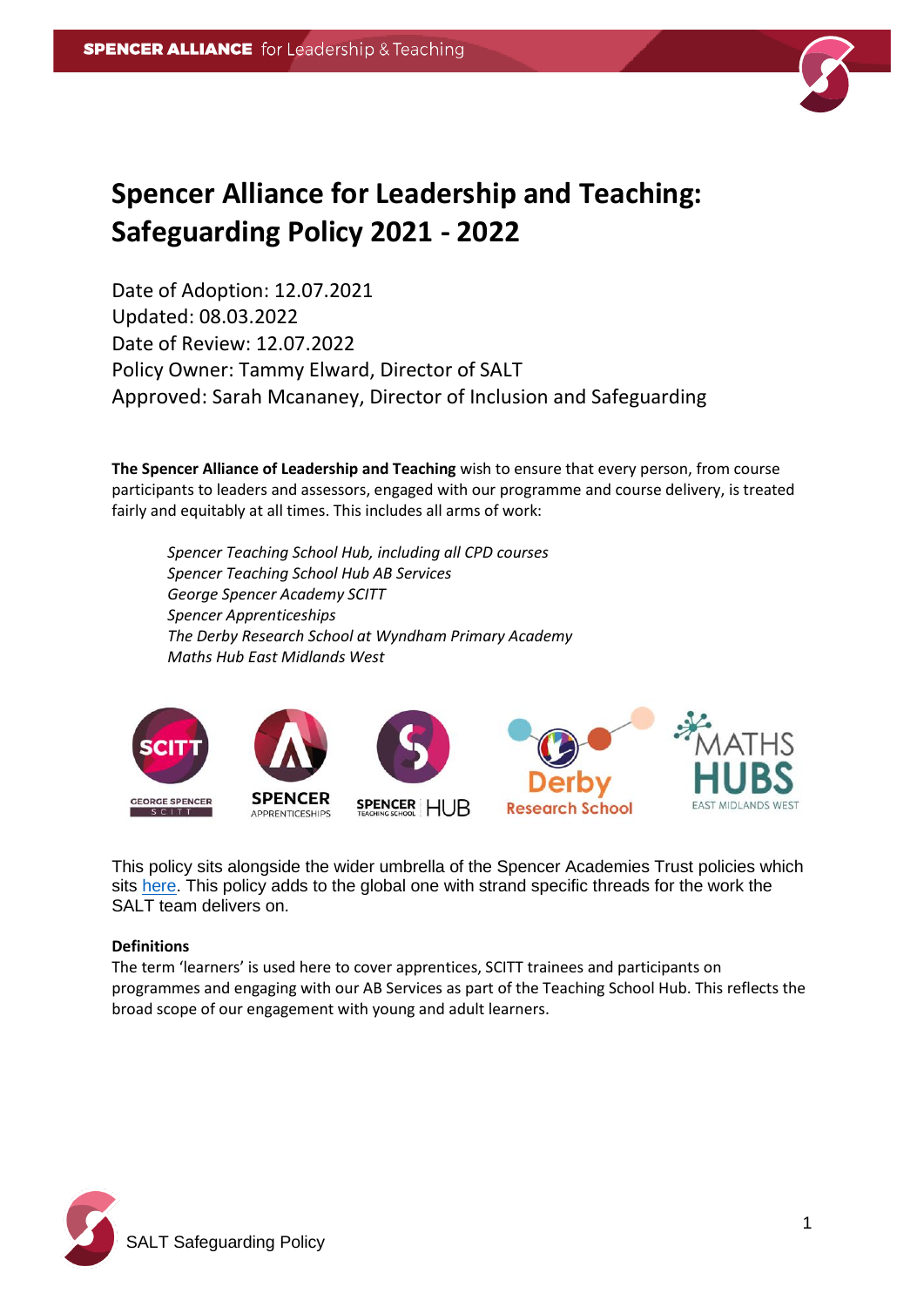# Spencer Alliance for Leadership and Teaching: Safeguarding Policy 2021 - 2022

Date of Adoption: 12.07.2021
Updated: 08.03.2022
Date of Review: 12.07.2022
Policy Owner: Tammy Elward, Director of SALT
Approved: Sarah Mcananey, Director of Inclusion and Safeguarding

**The Spencer Alliance of Leadership and Teaching** wish to ensure that every person, from course participants to leaders and assessors, engaged with our programme and course delivery, is treated fairly and equitably at all times. This includes all arms of work:

*Spencer Teaching School Hub, including all CPD courses*
*Spencer Teaching School Hub AB Services*
*George Spencer Academy SCITT*
*Spencer Apprenticeships*
*The Derby Research School at Wyndham Primary Academy*
*Maths Hub East Midlands West*

This policy sits alongside the wider umbrella of the Spencer Academies Trust policies which sits here. This policy adds to the global one with strand specific threads for the work the SALT team delivers on.

**Definitions**
The term 'learners' is used here to cover apprentices, SCITT trainees and participants on programmes and engaging with our AB Services as part of the Teaching School Hub. This reflects the broad scope of our engagement with young and adult learners.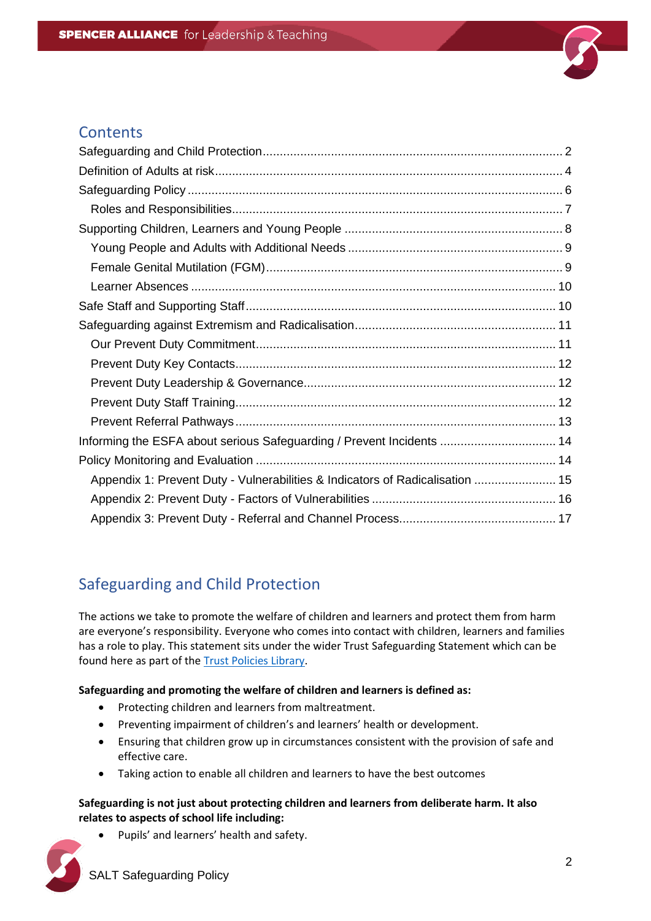## Contents

- Safeguarding and Child Protection ........ 2
- Definition of Adults at risk ........ 4
- Safeguarding Policy ........ 6
  - Roles and Responsibilities ........ 7
- Supporting Children, Learners and Young People ........ 8
  - Young People and Adults with Additional Needs ........ 9
  - Female Genital Mutilation (FGM) ........ 9
  - Learner Absences ........ 10
- Safe Staff and Supporting Staff ........ 10
- Safeguarding against Extremism and Radicalisation ........ 11
  - Our Prevent Duty Commitment ........ 11
  - Prevent Duty Key Contacts ........ 12
  - Prevent Duty Leadership & Governance ........ 12
  - Prevent Duty Staff Training ........ 12
  - Prevent Referral Pathways ........ 13
- Informing the ESFA about serious Safeguarding / Prevent Incidents ........ 14
- Policy Monitoring and Evaluation ........ 14
  - Appendix 1: Prevent Duty - Vulnerabilities & Indicators of Radicalisation ........ 15
  - Appendix 2: Prevent Duty - Factors of Vulnerabilities ........ 16
  - Appendix 3: Prevent Duty - Referral and Channel Process ........ 17

## Safeguarding and Child Protection

The actions we take to promote the welfare of children and learners and protect them from harm are everyone's responsibility. Everyone who comes into contact with children, learners and families has a role to play. This statement sits under the wider Trust Safeguarding Statement which can be found here as part of the Trust Policies Library.

**Safeguarding and promoting the welfare of children and learners is defined as:**

- Protecting children and learners from maltreatment.
- Preventing impairment of children's and learners' health or development.
- Ensuring that children grow up in circumstances consistent with the provision of safe and effective care.
- Taking action to enable all children and learners to have the best outcomes

**Safeguarding is not just about protecting children and learners from deliberate harm. It also relates to aspects of school life including:**

- Pupils' and learners' health and safety.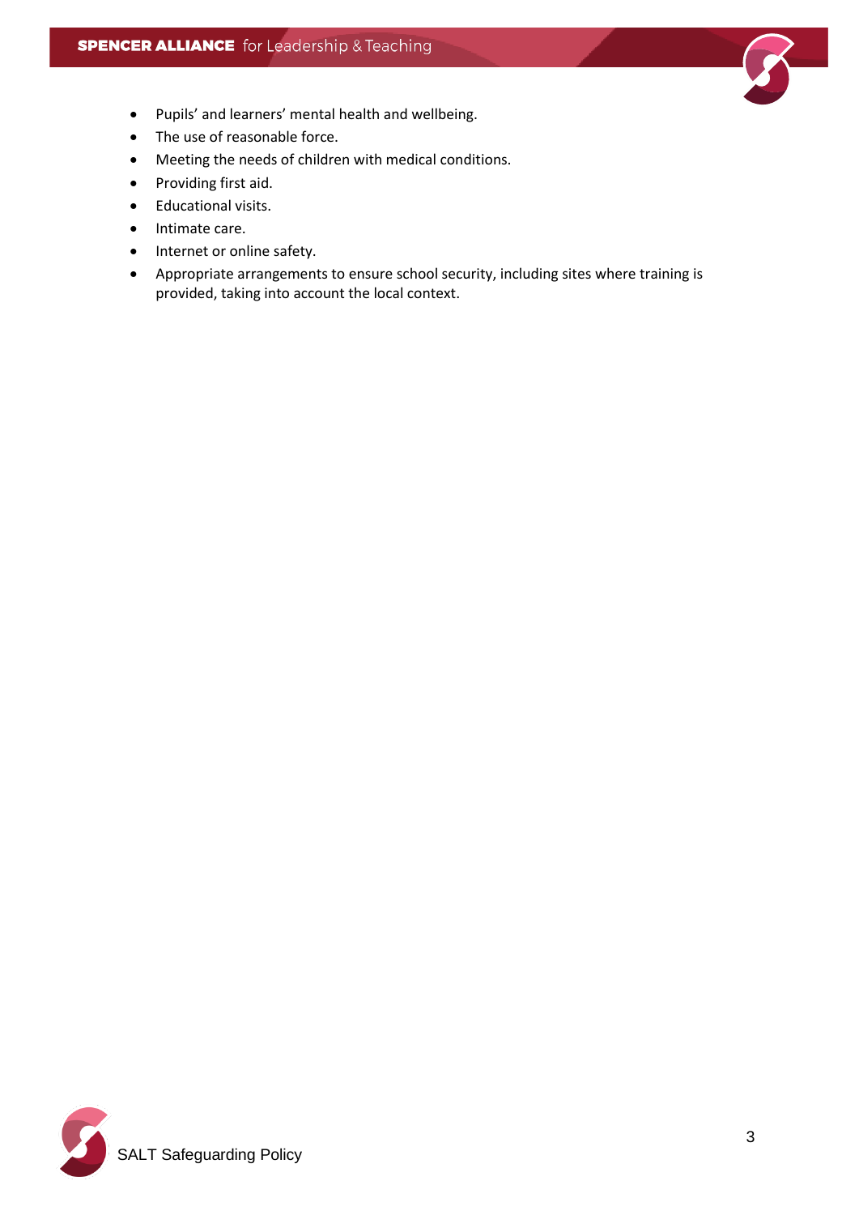- Pupils' and learners' mental health and wellbeing.
- The use of reasonable force.
- Meeting the needs of children with medical conditions.
- Providing first aid.
- Educational visits.
- Intimate care.
- Internet or online safety.
- Appropriate arrangements to ensure school security, including sites where training is provided, taking into account the local context.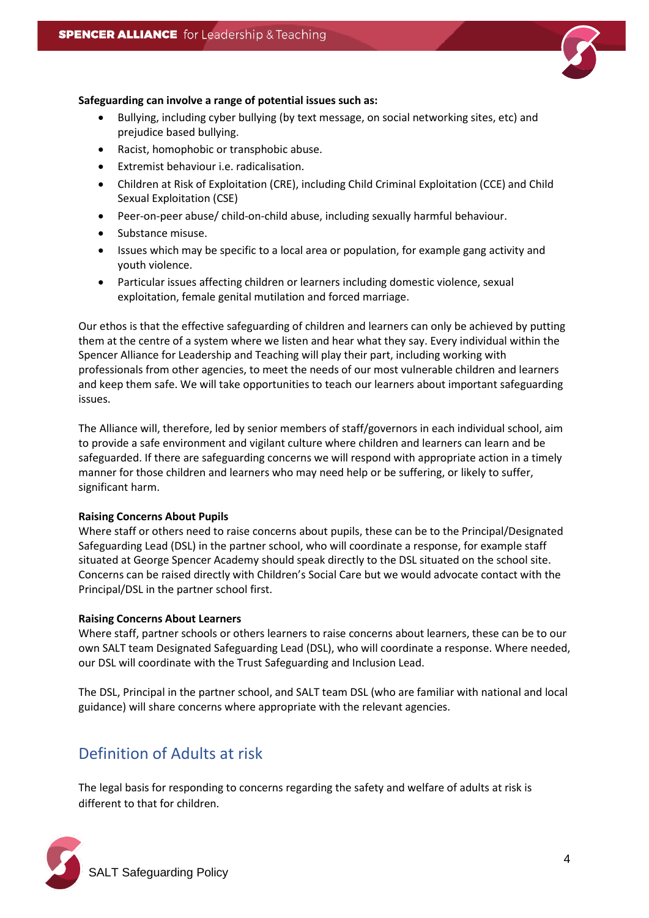**Safeguarding can involve a range of potential issues such as:**

- Bullying, including cyber bullying (by text message, on social networking sites, etc) and prejudice based bullying.
- Racist, homophobic or transphobic abuse.
- Extremist behaviour i.e. radicalisation.
- Children at Risk of Exploitation (CRE), including Child Criminal Exploitation (CCE) and Child Sexual Exploitation (CSE)
- Peer-on-peer abuse/ child-on-child abuse, including sexually harmful behaviour.
- Substance misuse.
- Issues which may be specific to a local area or population, for example gang activity and youth violence.
- Particular issues affecting children or learners including domestic violence, sexual exploitation, female genital mutilation and forced marriage.

Our ethos is that the effective safeguarding of children and learners can only be achieved by putting them at the centre of a system where we listen and hear what they say. Every individual within the Spencer Alliance for Leadership and Teaching will play their part, including working with professionals from other agencies, to meet the needs of our most vulnerable children and learners and keep them safe. We will take opportunities to teach our learners about important safeguarding issues.

The Alliance will, therefore, led by senior members of staff/governors in each individual school, aim to provide a safe environment and vigilant culture where children and learners can learn and be safeguarded. If there are safeguarding concerns we will respond with appropriate action in a timely manner for those children and learners who may need help or be suffering, or likely to suffer, significant harm.

**Raising Concerns About Pupils**
Where staff or others need to raise concerns about pupils, these can be to the Principal/Designated Safeguarding Lead (DSL) in the partner school, who will coordinate a response, for example staff situated at George Spencer Academy should speak directly to the DSL situated on the school site. Concerns can be raised directly with Children's Social Care but we would advocate contact with the Principal/DSL in the partner school first.

**Raising Concerns About Learners**
Where staff, partner schools or others learners to raise concerns about learners, these can be to our own SALT team Designated Safeguarding Lead (DSL), who will coordinate a response. Where needed, our DSL will coordinate with the Trust Safeguarding and Inclusion Lead.

The DSL, Principal in the partner school, and SALT team DSL (who are familiar with national and local guidance) will share concerns where appropriate with the relevant agencies.

## Definition of Adults at risk

The legal basis for responding to concerns regarding the safety and welfare of adults at risk is different to that for children.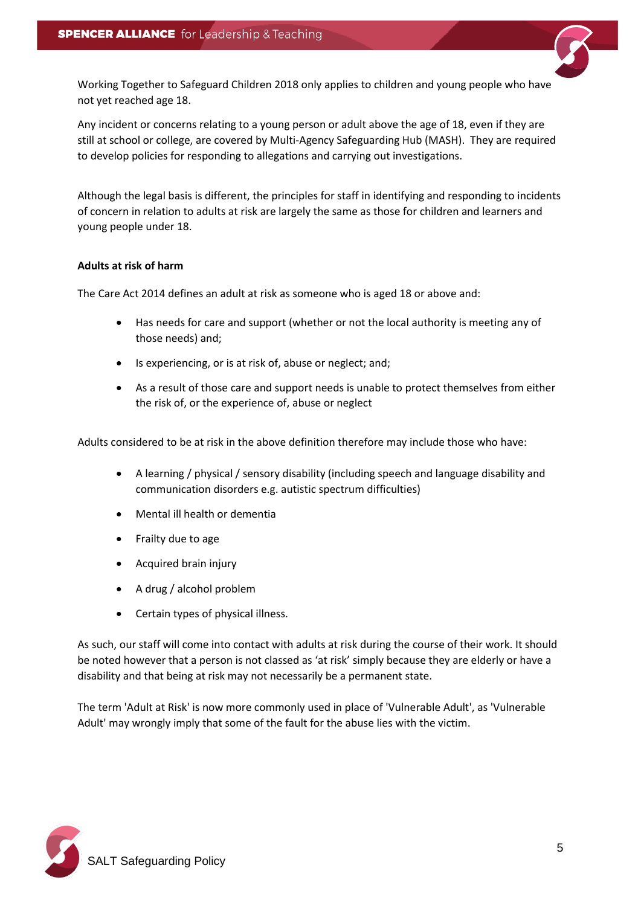Working Together to Safeguard Children 2018 only applies to children and young people who have not yet reached age 18.

Any incident or concerns relating to a young person or adult above the age of 18, even if they are still at school or college, are covered by Multi-Agency Safeguarding Hub (MASH). They are required to develop policies for responding to allegations and carrying out investigations.

Although the legal basis is different, the principles for staff in identifying and responding to incidents of concern in relation to adults at risk are largely the same as those for children and learners and young people under 18.

**Adults at risk of harm**

The Care Act 2014 defines an adult at risk as someone who is aged 18 or above and:

- Has needs for care and support (whether or not the local authority is meeting any of those needs) and;
- Is experiencing, or is at risk of, abuse or neglect; and;
- As a result of those care and support needs is unable to protect themselves from either the risk of, or the experience of, abuse or neglect

Adults considered to be at risk in the above definition therefore may include those who have:

- A learning / physical / sensory disability (including speech and language disability and communication disorders e.g. autistic spectrum difficulties)
- Mental ill health or dementia
- Frailty due to age
- Acquired brain injury
- A drug / alcohol problem
- Certain types of physical illness.

As such, our staff will come into contact with adults at risk during the course of their work. It should be noted however that a person is not classed as 'at risk' simply because they are elderly or have a disability and that being at risk may not necessarily be a permanent state.

The term 'Adult at Risk' is now more commonly used in place of 'Vulnerable Adult', as 'Vulnerable Adult' may wrongly imply that some of the fault for the abuse lies with the victim.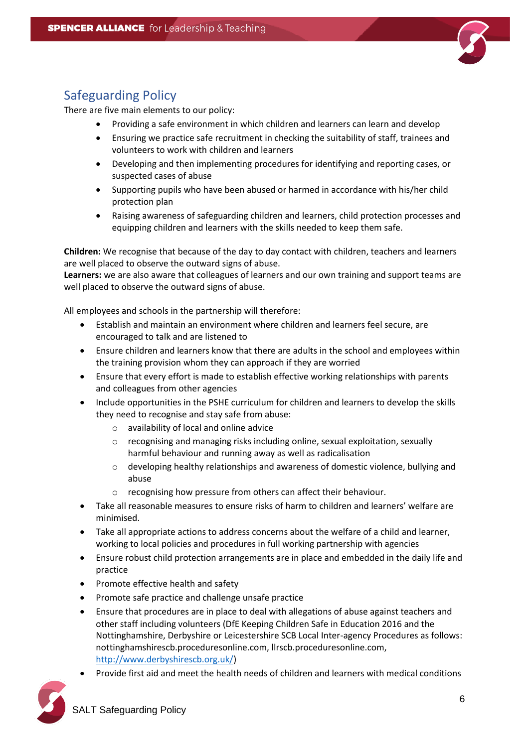## Safeguarding Policy

There are five main elements to our policy:

- Providing a safe environment in which children and learners can learn and develop
- Ensuring we practice safe recruitment in checking the suitability of staff, trainees and volunteers to work with children and learners
- Developing and then implementing procedures for identifying and reporting cases, or suspected cases of abuse
- Supporting pupils who have been abused or harmed in accordance with his/her child protection plan
- Raising awareness of safeguarding children and learners, child protection processes and equipping children and learners with the skills needed to keep them safe.

**Children:** We recognise that because of the day to day contact with children, teachers and learners are well placed to observe the outward signs of abuse.
**Learners:** we are also aware that colleagues of learners and our own training and support teams are well placed to observe the outward signs of abuse.

All employees and schools in the partnership will therefore:

- Establish and maintain an environment where children and learners feel secure, are encouraged to talk and are listened to
- Ensure children and learners know that there are adults in the school and employees within the training provision whom they can approach if they are worried
- Ensure that every effort is made to establish effective working relationships with parents and colleagues from other agencies
- Include opportunities in the PSHE curriculum for children and learners to develop the skills they need to recognise and stay safe from abuse:
    - availability of local and online advice
    - recognising and managing risks including online, sexual exploitation, sexually harmful behaviour and running away as well as radicalisation
    - developing healthy relationships and awareness of domestic violence, bullying and abuse
    - recognising how pressure from others can affect their behaviour.
- Take all reasonable measures to ensure risks of harm to children and learners' welfare are minimised.
- Take all appropriate actions to address concerns about the welfare of a child and learner, working to local policies and procedures in full working partnership with agencies
- Ensure robust child protection arrangements are in place and embedded in the daily life and practice
- Promote effective health and safety
- Promote safe practice and challenge unsafe practice
- Ensure that procedures are in place to deal with allegations of abuse against teachers and other staff including volunteers (DfE Keeping Children Safe in Education 2016 and the Nottinghamshire, Derbyshire or Leicestershire SCB Local Inter-agency Procedures as follows: nottinghamshirescb.proceduresonline.com, llrscb.proceduresonline.com, [http://www.derbyshirescb.org.uk/](http://www.derbyshirescb.org.uk/))
- Provide first aid and meet the health needs of children and learners with medical conditions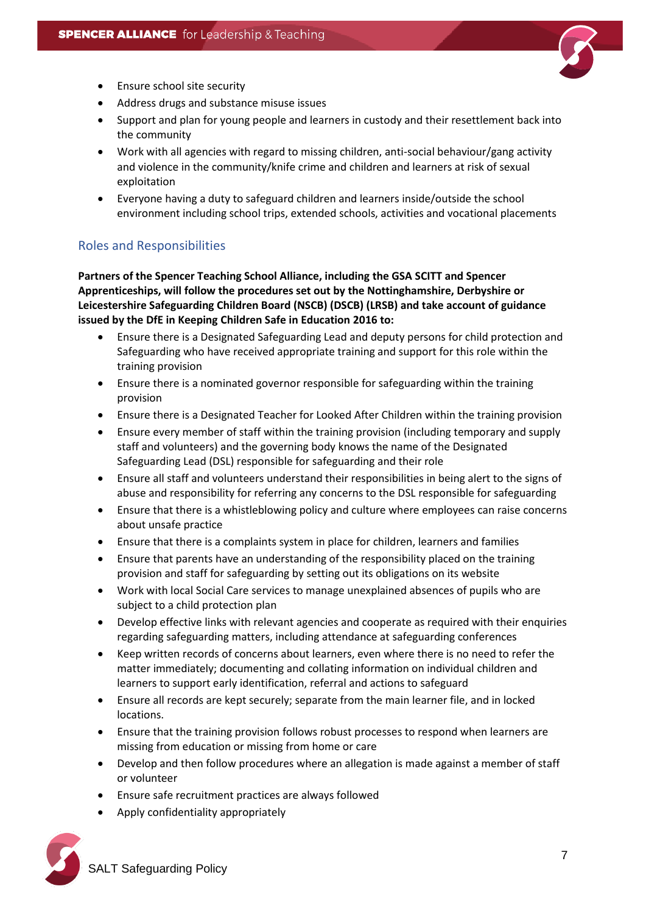- Ensure school site security
- Address drugs and substance misuse issues
- Support and plan for young people and learners in custody and their resettlement back into the community
- Work with all agencies with regard to missing children, anti-social behaviour/gang activity and violence in the community/knife crime and children and learners at risk of sexual exploitation
- Everyone having a duty to safeguard children and learners inside/outside the school environment including school trips, extended schools, activities and vocational placements

## Roles and Responsibilities

**Partners of the Spencer Teaching School Alliance, including the GSA SCITT and Spencer Apprenticeships, will follow the procedures set out by the Nottinghamshire, Derbyshire or Leicestershire Safeguarding Children Board (NSCB) (DSCB) (LRSB) and take account of guidance issued by the DfE in Keeping Children Safe in Education 2016 to:**

- Ensure there is a Designated Safeguarding Lead and deputy persons for child protection and Safeguarding who have received appropriate training and support for this role within the training provision
- Ensure there is a nominated governor responsible for safeguarding within the training provision
- Ensure there is a Designated Teacher for Looked After Children within the training provision
- Ensure every member of staff within the training provision (including temporary and supply staff and volunteers) and the governing body knows the name of the Designated Safeguarding Lead (DSL) responsible for safeguarding and their role
- Ensure all staff and volunteers understand their responsibilities in being alert to the signs of abuse and responsibility for referring any concerns to the DSL responsible for safeguarding
- Ensure that there is a whistleblowing policy and culture where employees can raise concerns about unsafe practice
- Ensure that there is a complaints system in place for children, learners and families
- Ensure that parents have an understanding of the responsibility placed on the training provision and staff for safeguarding by setting out its obligations on its website
- Work with local Social Care services to manage unexplained absences of pupils who are subject to a child protection plan
- Develop effective links with relevant agencies and cooperate as required with their enquiries regarding safeguarding matters, including attendance at safeguarding conferences
- Keep written records of concerns about learners, even where there is no need to refer the matter immediately; documenting and collating information on individual children and learners to support early identification, referral and actions to safeguard
- Ensure all records are kept securely; separate from the main learner file, and in locked locations.
- Ensure that the training provision follows robust processes to respond when learners are missing from education or missing from home or care
- Develop and then follow procedures where an allegation is made against a member of staff or volunteer
- Ensure safe recruitment practices are always followed
- Apply confidentiality appropriately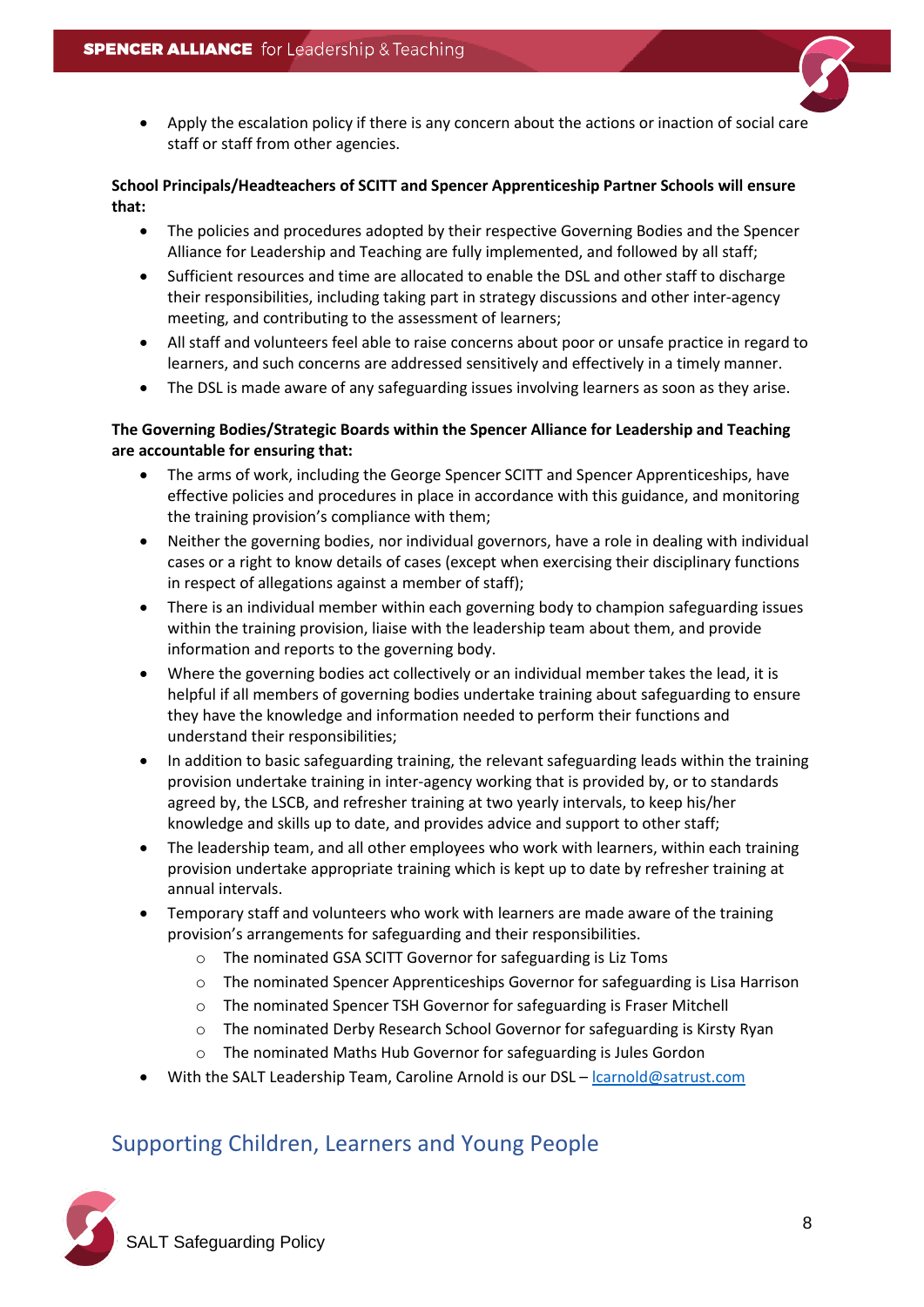- Apply the escalation policy if there is any concern about the actions or inaction of social care staff or staff from other agencies.

**School Principals/Headteachers of SCITT and Spencer Apprenticeship Partner Schools will ensure that:**

- The policies and procedures adopted by their respective Governing Bodies and the Spencer Alliance for Leadership and Teaching are fully implemented, and followed by all staff;
- Sufficient resources and time are allocated to enable the DSL and other staff to discharge their responsibilities, including taking part in strategy discussions and other inter-agency meeting, and contributing to the assessment of learners;
- All staff and volunteers feel able to raise concerns about poor or unsafe practice in regard to learners, and such concerns are addressed sensitively and effectively in a timely manner.
- The DSL is made aware of any safeguarding issues involving learners as soon as they arise.

**The Governing Bodies/Strategic Boards within the Spencer Alliance for Leadership and Teaching are accountable for ensuring that:**

- The arms of work, including the George Spencer SCITT and Spencer Apprenticeships, have effective policies and procedures in place in accordance with this guidance, and monitoring the training provision's compliance with them;
- Neither the governing bodies, nor individual governors, have a role in dealing with individual cases or a right to know details of cases (except when exercising their disciplinary functions in respect of allegations against a member of staff);
- There is an individual member within each governing body to champion safeguarding issues within the training provision, liaise with the leadership team about them, and provide information and reports to the governing body.
- Where the governing bodies act collectively or an individual member takes the lead, it is helpful if all members of governing bodies undertake training about safeguarding to ensure they have the knowledge and information needed to perform their functions and understand their responsibilities;
- In addition to basic safeguarding training, the relevant safeguarding leads within the training provision undertake training in inter-agency working that is provided by, or to standards agreed by, the LSCB, and refresher training at two yearly intervals, to keep his/her knowledge and skills up to date, and provides advice and support to other staff;
- The leadership team, and all other employees who work with learners, within each training provision undertake appropriate training which is kept up to date by refresher training at annual intervals.
- Temporary staff and volunteers who work with learners are made aware of the training provision's arrangements for safeguarding and their responsibilities.
  - The nominated GSA SCITT Governor for safeguarding is Liz Toms
  - The nominated Spencer Apprenticeships Governor for safeguarding is Lisa Harrison
  - The nominated Spencer TSH Governor for safeguarding is Fraser Mitchell
  - The nominated Derby Research School Governor for safeguarding is Kirsty Ryan
  - The nominated Maths Hub Governor for safeguarding is Jules Gordon
- With the SALT Leadership Team, Caroline Arnold is our DSL – lcarnold@satrust.com

## Supporting Children, Learners and Young People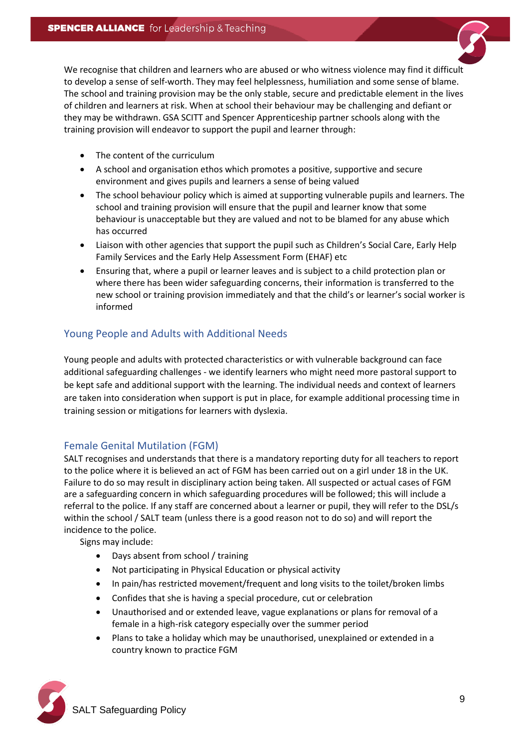We recognise that children and learners who are abused or who witness violence may find it difficult to develop a sense of self-worth. They may feel helplessness, humiliation and some sense of blame. The school and training provision may be the only stable, secure and predictable element in the lives of children and learners at risk. When at school their behaviour may be challenging and defiant or they may be withdrawn. GSA SCITT and Spencer Apprenticeship partner schools along with the training provision will endeavor to support the pupil and learner through:

- The content of the curriculum
- A school and organisation ethos which promotes a positive, supportive and secure environment and gives pupils and learners a sense of being valued
- The school behaviour policy which is aimed at supporting vulnerable pupils and learners. The school and training provision will ensure that the pupil and learner know that some behaviour is unacceptable but they are valued and not to be blamed for any abuse which has occurred
- Liaison with other agencies that support the pupil such as Children's Social Care, Early Help Family Services and the Early Help Assessment Form (EHAF) etc
- Ensuring that, where a pupil or learner leaves and is subject to a child protection plan or where there has been wider safeguarding concerns, their information is transferred to the new school or training provision immediately and that the child's or learner's social worker is informed

## Young People and Adults with Additional Needs

Young people and adults with protected characteristics or with vulnerable background can face additional safeguarding challenges - we identify learners who might need more pastoral support to be kept safe and additional support with the learning. The individual needs and context of learners are taken into consideration when support is put in place, for example additional processing time in training session or mitigations for learners with dyslexia.

## Female Genital Mutilation (FGM)

SALT recognises and understands that there is a mandatory reporting duty for all teachers to report to the police where it is believed an act of FGM has been carried out on a girl under 18 in the UK. Failure to do so may result in disciplinary action being taken. All suspected or actual cases of FGM are a safeguarding concern in which safeguarding procedures will be followed; this will include a referral to the police. If any staff are concerned about a learner or pupil, they will refer to the DSL/s within the school / SALT team (unless there is a good reason not to do so) and will report the incidence to the police.

Signs may include:

- Days absent from school / training
- Not participating in Physical Education or physical activity
- In pain/has restricted movement/frequent and long visits to the toilet/broken limbs
- Confides that she is having a special procedure, cut or celebration
- Unauthorised and or extended leave, vague explanations or plans for removal of a female in a high-risk category especially over the summer period
- Plans to take a holiday which may be unauthorised, unexplained or extended in a country known to practice FGM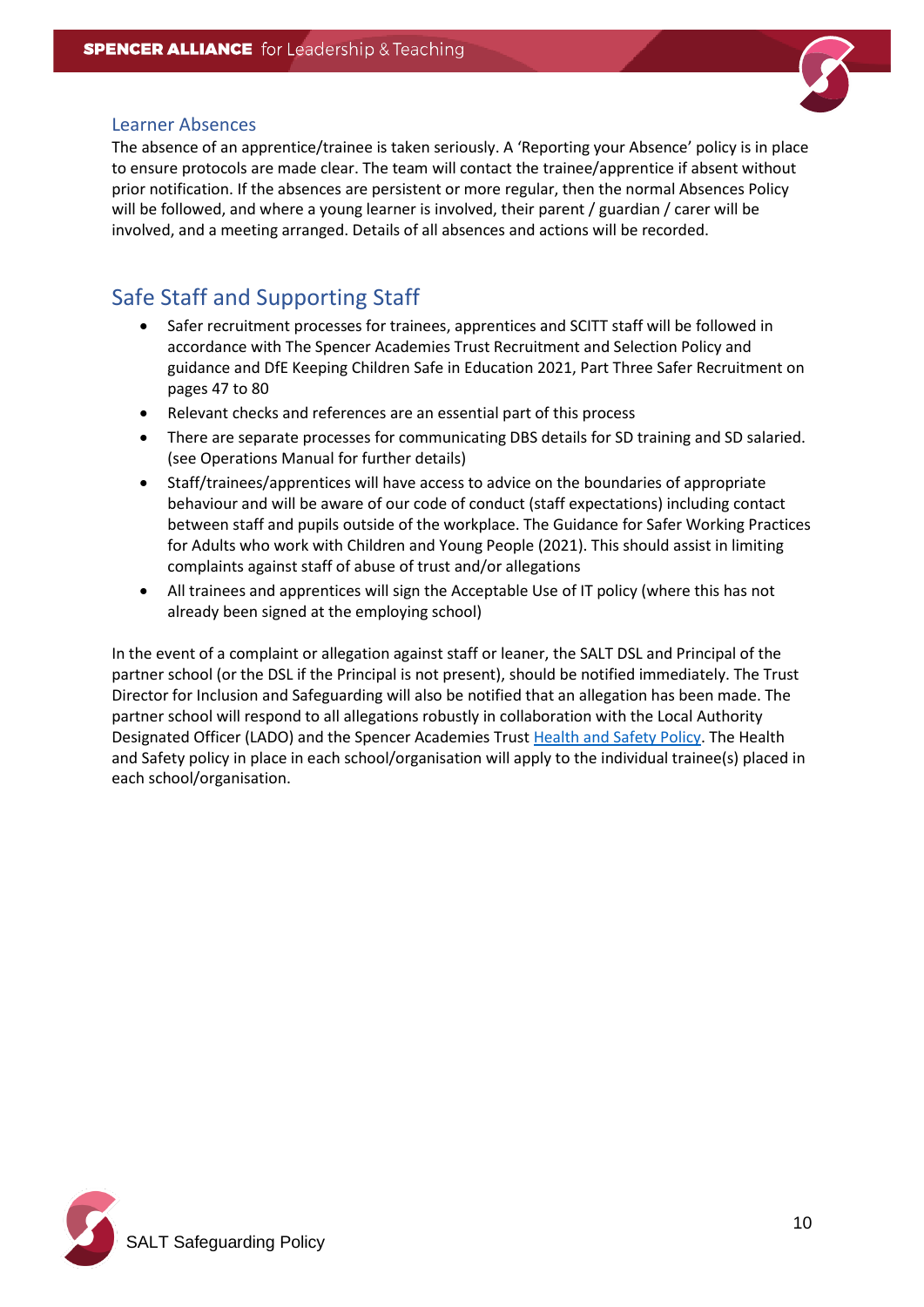### Learner Absences

The absence of an apprentice/trainee is taken seriously. A 'Reporting your Absence' policy is in place to ensure protocols are made clear. The team will contact the trainee/apprentice if absent without prior notification. If the absences are persistent or more regular, then the normal Absences Policy will be followed, and where a young learner is involved, their parent / guardian / carer will be involved, and a meeting arranged. Details of all absences and actions will be recorded.

## Safe Staff and Supporting Staff

- Safer recruitment processes for trainees, apprentices and SCITT staff will be followed in accordance with The Spencer Academies Trust Recruitment and Selection Policy and guidance and DfE Keeping Children Safe in Education 2021, Part Three Safer Recruitment on pages 47 to 80
- Relevant checks and references are an essential part of this process
- There are separate processes for communicating DBS details for SD training and SD salaried. (see Operations Manual for further details)
- Staff/trainees/apprentices will have access to advice on the boundaries of appropriate behaviour and will be aware of our code of conduct (staff expectations) including contact between staff and pupils outside of the workplace. The Guidance for Safer Working Practices for Adults who work with Children and Young People (2021). This should assist in limiting complaints against staff of abuse of trust and/or allegations
- All trainees and apprentices will sign the Acceptable Use of IT policy (where this has not already been signed at the employing school)

In the event of a complaint or allegation against staff or leaner, the SALT DSL and Principal of the partner school (or the DSL if the Principal is not present), should be notified immediately. The Trust Director for Inclusion and Safeguarding will also be notified that an allegation has been made. The partner school will respond to all allegations robustly in collaboration with the Local Authority Designated Officer (LADO) and the Spencer Academies Trust Health and Safety Policy. The Health and Safety policy in place in each school/organisation will apply to the individual trainee(s) placed in each school/organisation.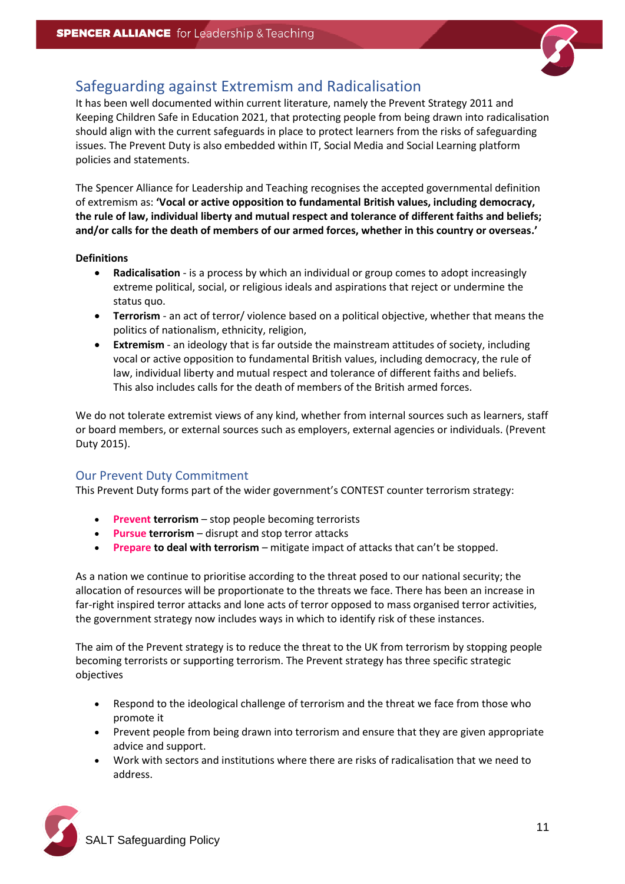## Safeguarding against Extremism and Radicalisation

It has been well documented within current literature, namely the Prevent Strategy 2011 and Keeping Children Safe in Education 2021, that protecting people from being drawn into radicalisation should align with the current safeguards in place to protect learners from the risks of safeguarding issues. The Prevent Duty is also embedded within IT, Social Media and Social Learning platform policies and statements.

The Spencer Alliance for Leadership and Teaching recognises the accepted governmental definition of extremism as: **'Vocal or active opposition to fundamental British values, including democracy, the rule of law, individual liberty and mutual respect and tolerance of different faiths and beliefs; and/or calls for the death of members of our armed forces, whether in this country or overseas.'**

**Definitions**

- **Radicalisation** - is a process by which an individual or group comes to adopt increasingly extreme political, social, or religious ideals and aspirations that reject or undermine the status quo.
- **Terrorism** - an act of terror/ violence based on a political objective, whether that means the politics of nationalism, ethnicity, religion,
- **Extremism** - an ideology that is far outside the mainstream attitudes of society, including vocal or active opposition to fundamental British values, including democracy, the rule of law, individual liberty and mutual respect and tolerance of different faiths and beliefs. This also includes calls for the death of members of the British armed forces.

We do not tolerate extremist views of any kind, whether from internal sources such as learners, staff or board members, or external sources such as employers, external agencies or individuals. (Prevent Duty 2015).

## Our Prevent Duty Commitment

This Prevent Duty forms part of the wider government's CONTEST counter terrorism strategy:

- **Prevent terrorism** – stop people becoming terrorists
- **Pursue terrorism** – disrupt and stop terror attacks
- **Prepare to deal with terrorism** – mitigate impact of attacks that can't be stopped.

As a nation we continue to prioritise according to the threat posed to our national security; the allocation of resources will be proportionate to the threats we face. There has been an increase in far-right inspired terror attacks and lone acts of terror opposed to mass organised terror activities, the government strategy now includes ways in which to identify risk of these instances.

The aim of the Prevent strategy is to reduce the threat to the UK from terrorism by stopping people becoming terrorists or supporting terrorism. The Prevent strategy has three specific strategic objectives

- Respond to the ideological challenge of terrorism and the threat we face from those who promote it
- Prevent people from being drawn into terrorism and ensure that they are given appropriate advice and support.
- Work with sectors and institutions where there are risks of radicalisation that we need to address.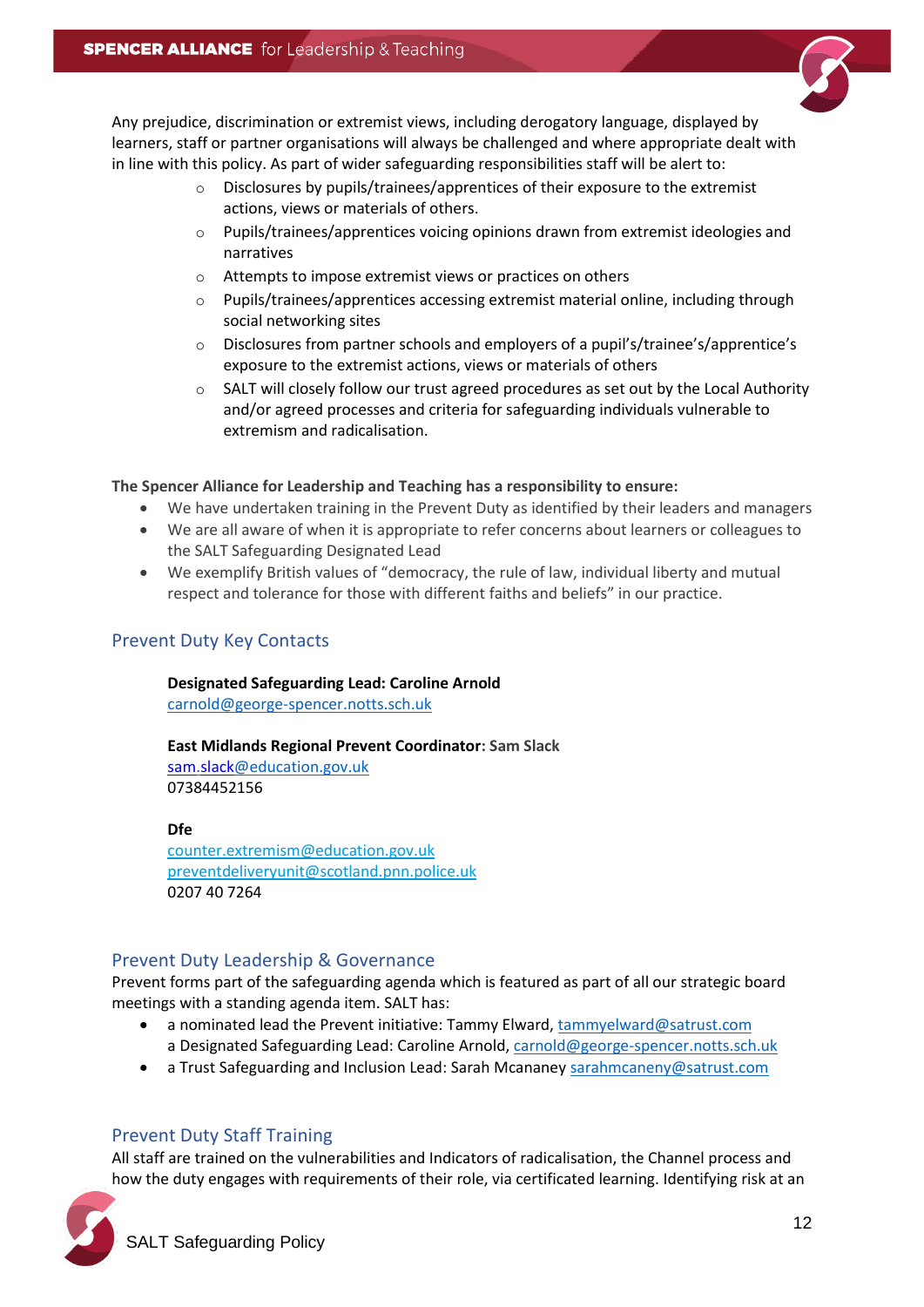Any prejudice, discrimination or extremist views, including derogatory language, displayed by learners, staff or partner organisations will always be challenged and where appropriate dealt with in line with this policy. As part of wider safeguarding responsibilities staff will be alert to:

- Disclosures by pupils/trainees/apprentices of their exposure to the extremist actions, views or materials of others.
- Pupils/trainees/apprentices voicing opinions drawn from extremist ideologies and narratives
- Attempts to impose extremist views or practices on others
- Pupils/trainees/apprentices accessing extremist material online, including through social networking sites
- Disclosures from partner schools and employers of a pupil's/trainee's/apprentice's exposure to the extremist actions, views or materials of others
- SALT will closely follow our trust agreed procedures as set out by the Local Authority and/or agreed processes and criteria for safeguarding individuals vulnerable to extremism and radicalisation.

**The Spencer Alliance for Leadership and Teaching has a responsibility to ensure:**

- We have undertaken training in the Prevent Duty as identified by their leaders and managers
- We are all aware of when it is appropriate to refer concerns about learners or colleagues to the SALT Safeguarding Designated Lead
- We exemplify British values of "democracy, the rule of law, individual liberty and mutual respect and tolerance for those with different faiths and beliefs" in our practice.

## Prevent Duty Key Contacts

**Designated Safeguarding Lead: Caroline Arnold**
carnold@george-spencer.notts.sch.uk

**East Midlands Regional Prevent Coordinator: Sam Slack**
sam.slack@education.gov.uk
07384452156

**Dfe**
counter.extremism@education.gov.uk
preventdeliveryunit@scotland.pnn.police.uk
0207 40 7264

## Prevent Duty Leadership & Governance

Prevent forms part of the safeguarding agenda which is featured as part of all our strategic board meetings with a standing agenda item. SALT has:

- a nominated lead the Prevent initiative: Tammy Elward, tammyelward@satrust.com
  a Designated Safeguarding Lead: Caroline Arnold, carnold@george-spencer.notts.sch.uk
- a Trust Safeguarding and Inclusion Lead: Sarah Mcananey sarahmcaneny@satrust.com

## Prevent Duty Staff Training

All staff are trained on the vulnerabilities and Indicators of radicalisation, the Channel process and how the duty engages with requirements of their role, via certificated learning. Identifying risk at an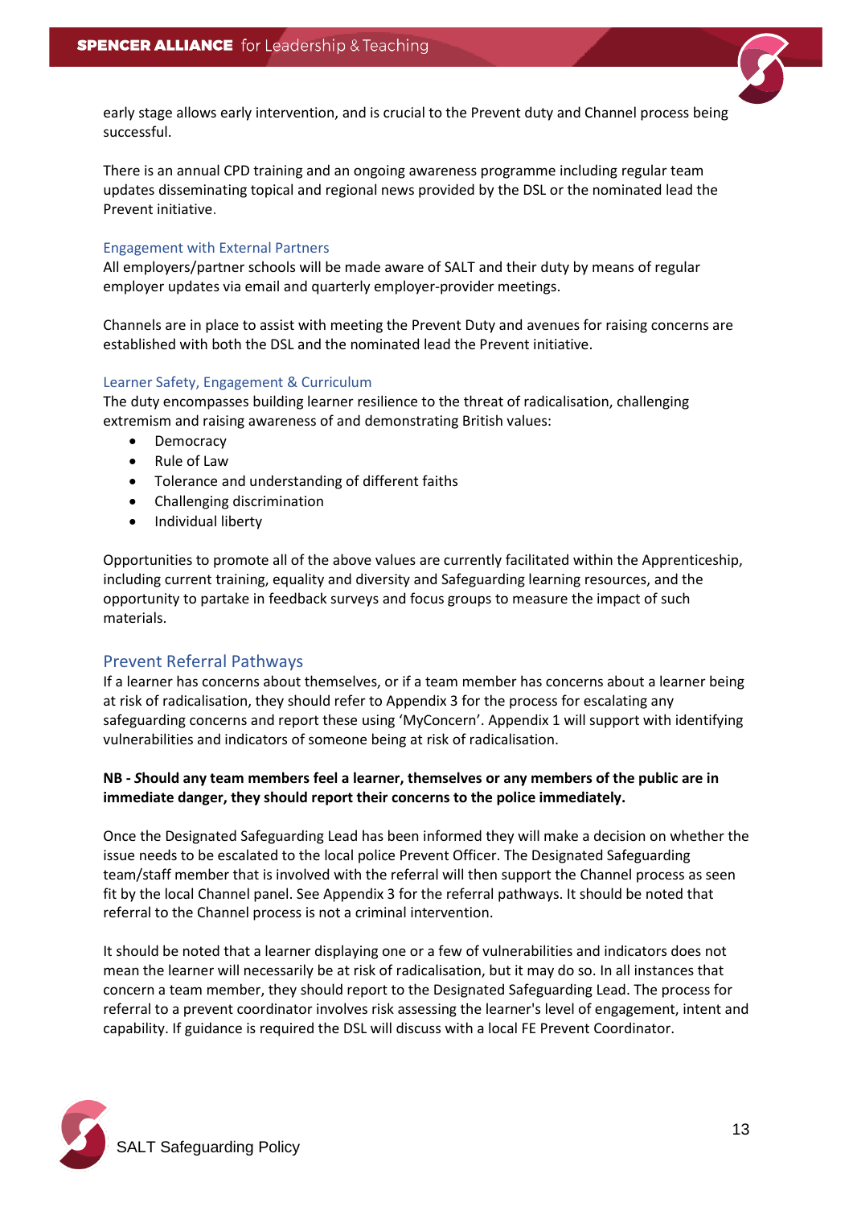early stage allows early intervention, and is crucial to the Prevent duty and Channel process being successful.

There is an annual CPD training and an ongoing awareness programme including regular team updates disseminating topical and regional news provided by the DSL or the nominated lead the Prevent initiative.

### Engagement with External Partners

All employers/partner schools will be made aware of SALT and their duty by means of regular employer updates via email and quarterly employer-provider meetings.

Channels are in place to assist with meeting the Prevent Duty and avenues for raising concerns are established with both the DSL and the nominated lead the Prevent initiative.

### Learner Safety, Engagement & Curriculum

The duty encompasses building learner resilience to the threat of radicalisation, challenging extremism and raising awareness of and demonstrating British values:

- Democracy
- Rule of Law
- Tolerance and understanding of different faiths
- Challenging discrimination
- Individual liberty

Opportunities to promote all of the above values are currently facilitated within the Apprenticeship, including current training, equality and diversity and Safeguarding learning resources, and the opportunity to partake in feedback surveys and focus groups to measure the impact of such materials.

## Prevent Referral Pathways

If a learner has concerns about themselves, or if a team member has concerns about a learner being at risk of radicalisation, they should refer to Appendix 3 for the process for escalating any safeguarding concerns and report these using 'MyConcern'. Appendix 1 will support with identifying vulnerabilities and indicators of someone being at risk of radicalisation.

**NB - *S*hould any team members feel a learner, themselves or any members of the public are in immediate danger, they should report their concerns to the police immediately.**

Once the Designated Safeguarding Lead has been informed they will make a decision on whether the issue needs to be escalated to the local police Prevent Officer. The Designated Safeguarding team/staff member that is involved with the referral will then support the Channel process as seen fit by the local Channel panel. See Appendix 3 for the referral pathways. It should be noted that referral to the Channel process is not a criminal intervention.

It should be noted that a learner displaying one or a few of vulnerabilities and indicators does not mean the learner will necessarily be at risk of radicalisation, but it may do so. In all instances that concern a team member, they should report to the Designated Safeguarding Lead. The process for referral to a prevent coordinator involves risk assessing the learner's level of engagement, intent and capability. If guidance is required the DSL will discuss with a local FE Prevent Coordinator.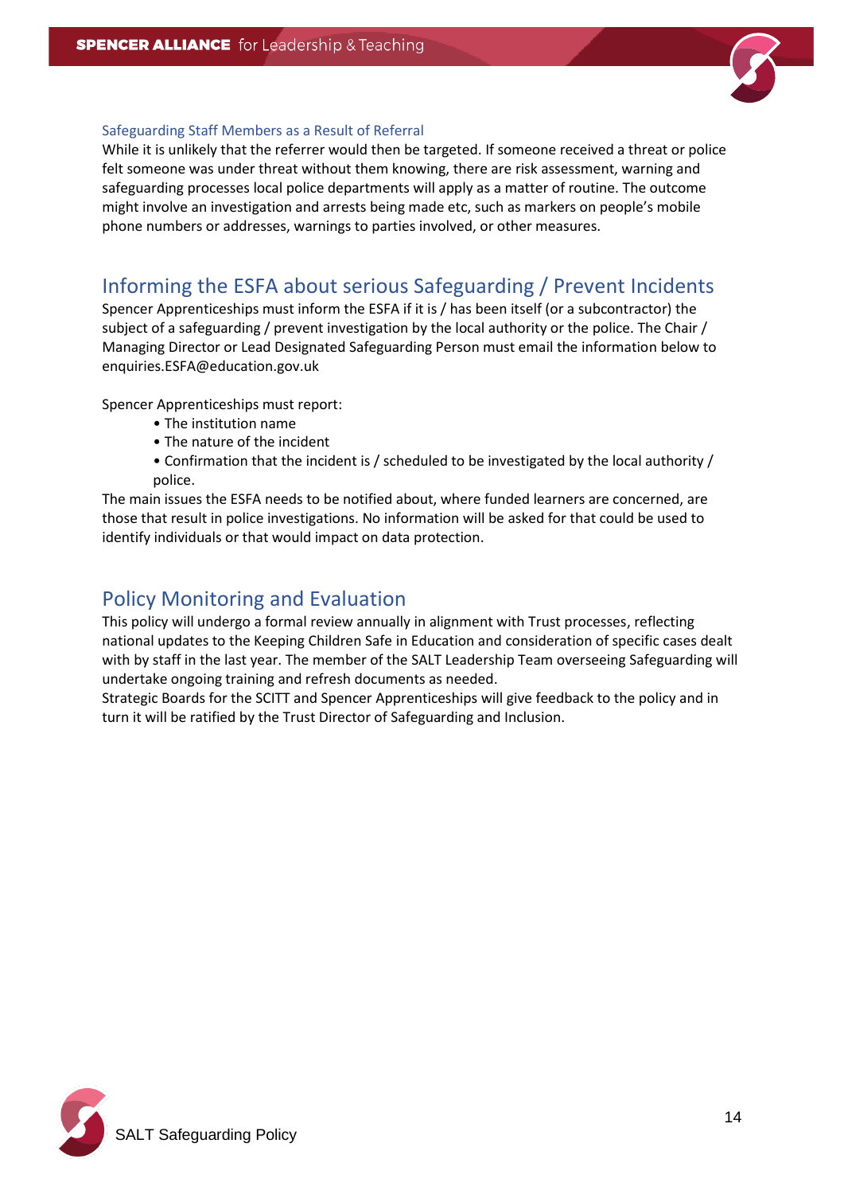### Safeguarding Staff Members as a Result of Referral

While it is unlikely that the referrer would then be targeted. If someone received a threat or police felt someone was under threat without them knowing, there are risk assessment, warning and safeguarding processes local police departments will apply as a matter of routine. The outcome might involve an investigation and arrests being made etc, such as markers on people's mobile phone numbers or addresses, warnings to parties involved, or other measures.

## Informing the ESFA about serious Safeguarding / Prevent Incidents

Spencer Apprenticeships must inform the ESFA if it is / has been itself (or a subcontractor) the subject of a safeguarding / prevent investigation by the local authority or the police. The Chair / Managing Director or Lead Designated Safeguarding Person must email the information below to enquiries.ESFA@education.gov.uk

Spencer Apprenticeships must report:

- The institution name
- The nature of the incident
- Confirmation that the incident is / scheduled to be investigated by the local authority / police.

The main issues the ESFA needs to be notified about, where funded learners are concerned, are those that result in police investigations. No information will be asked for that could be used to identify individuals or that would impact on data protection.

## Policy Monitoring and Evaluation

This policy will undergo a formal review annually in alignment with Trust processes, reflecting national updates to the Keeping Children Safe in Education and consideration of specific cases dealt with by staff in the last year. The member of the SALT Leadership Team overseeing Safeguarding will undertake ongoing training and refresh documents as needed.

Strategic Boards for the SCITT and Spencer Apprenticeships will give feedback to the policy and in turn it will be ratified by the Trust Director of Safeguarding and Inclusion.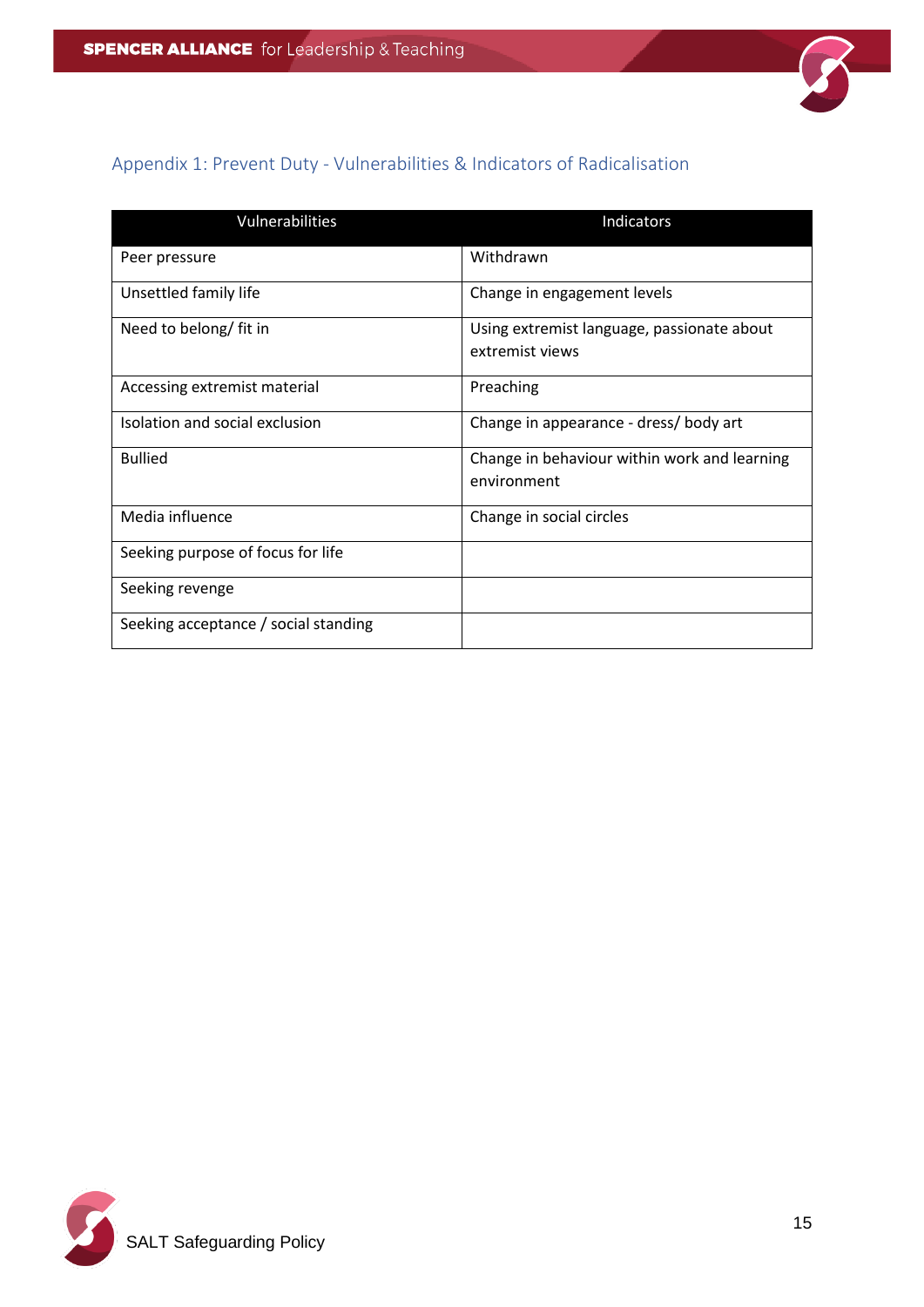## Appendix 1: Prevent Duty - Vulnerabilities & Indicators of Radicalisation

| Vulnerabilities | Indicators |
|---|---|
| Peer pressure | Withdrawn |
| Unsettled family life | Change in engagement levels |
| Need to belong/ fit in | Using extremist language, passionate about extremist views |
| Accessing extremist material | Preaching |
| Isolation and social exclusion | Change in appearance - dress/ body art |
| Bullied | Change in behaviour within work and learning environment |
| Media influence | Change in social circles |
| Seeking purpose of focus for life | |
| Seeking revenge | |
| Seeking acceptance / social standing | |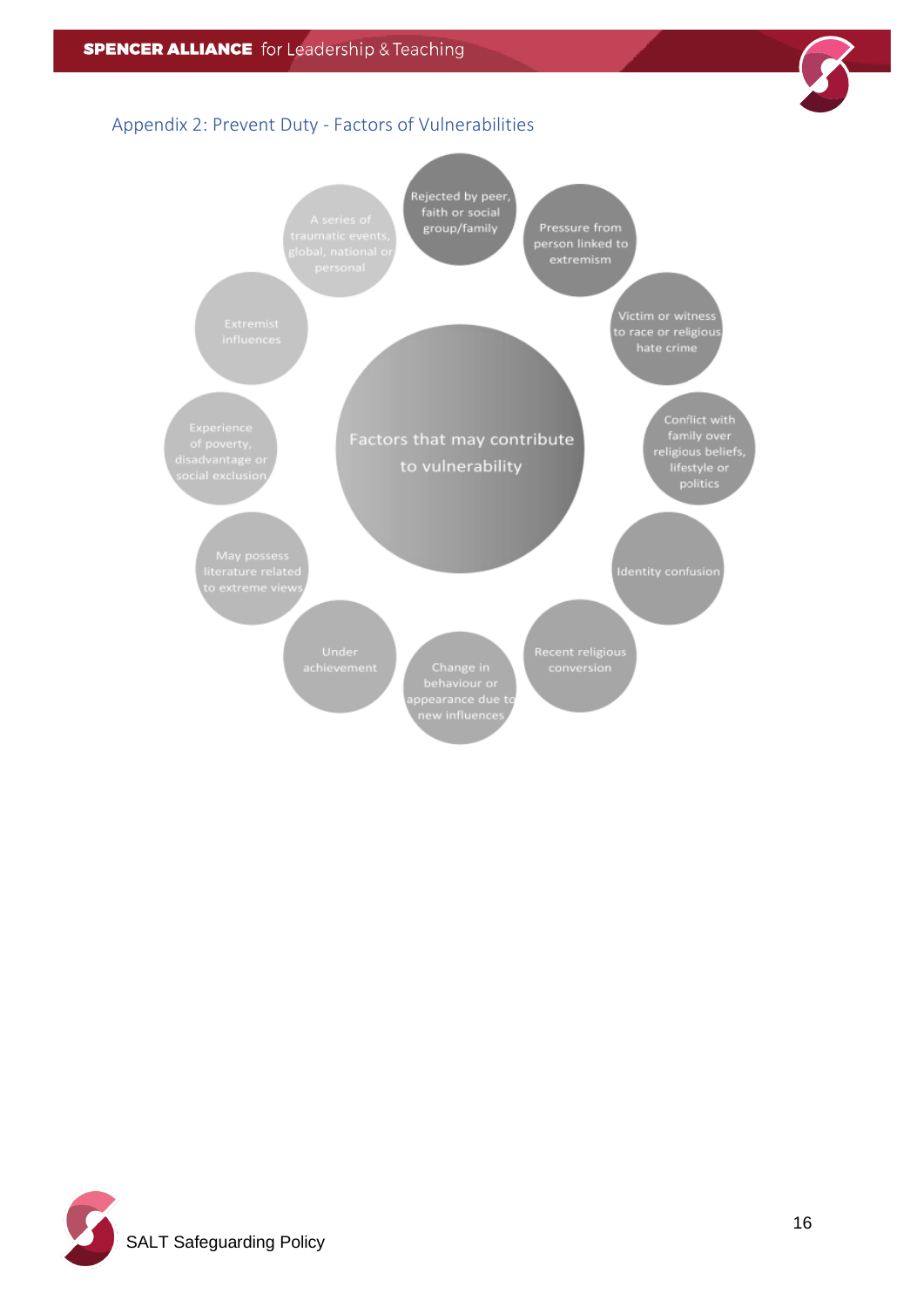## Appendix 2: Prevent Duty - Factors of Vulnerabilities

**Factors that may contribute to vulnerability**

- Rejected by peer, faith or social group/family
- Pressure from person linked to extremism
- Victim or witness to race or religious hate crime
- Conflict with family over religious beliefs, lifestyle or politics
- Identity confusion
- Recent religious conversion
- Change in behaviour or appearance due to new influences
- Under achievement
- May possess literature related to extreme views
- Experience of poverty, disadvantage or social exclusion
- Extremist influences
- A series of traumatic events, global, national or personal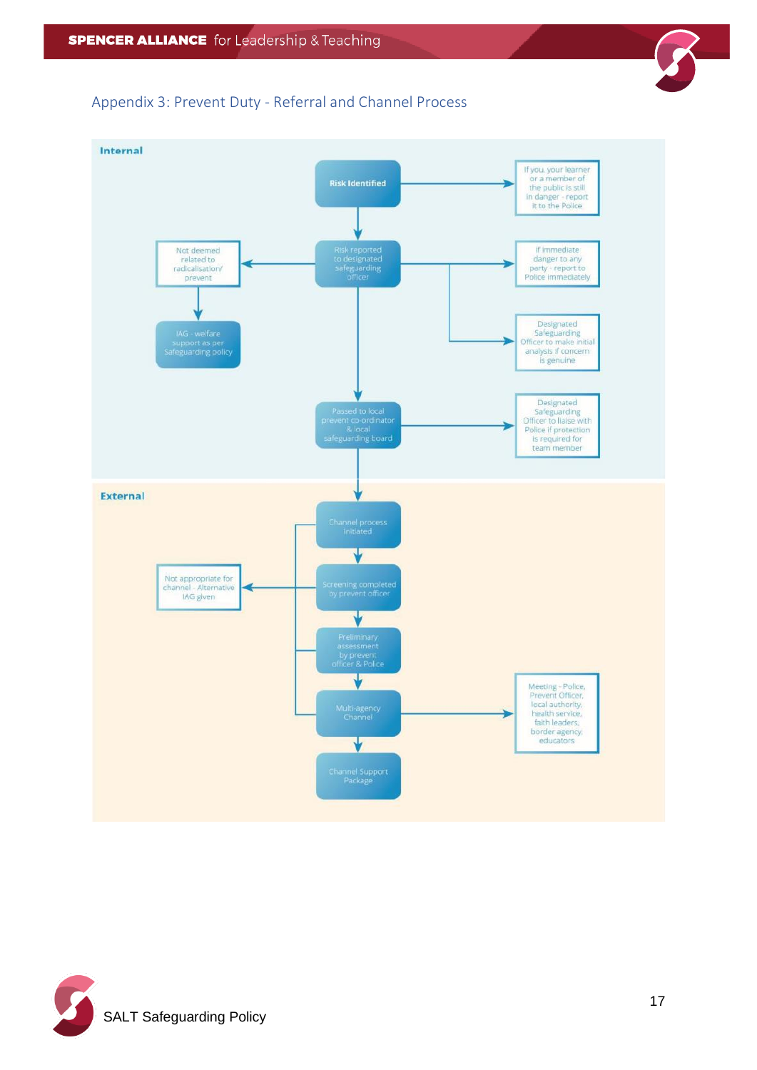## Appendix 3: Prevent Duty - Referral and Channel Process

**Internal**

Risk Identified

If you, your learner or a member of the public is still in danger - report it to the Police

Risk reported to designated safeguarding officer

Not deemed related to radicalisation/ prevent

IAG - welfare support as per Safeguarding policy

If immediate danger to any party - report to Police immediately

Designated Safeguarding Officer to make initial analysis if concern is genuine

Passed to local prevent co-ordinator & local safeguarding board

Designated Safeguarding Officer to liaise with Police if protection is required for team member

**External**

Channel process initiated

Screening completed by prevent officer

Not appropriate for channel - Alternative IAG given

Preliminary assessment by prevent officer & Police

Multi-agency Channel

Meeting - Police, Prevent Officer, local authority, health service, faith leaders, border agency, educators

Channel Support Package